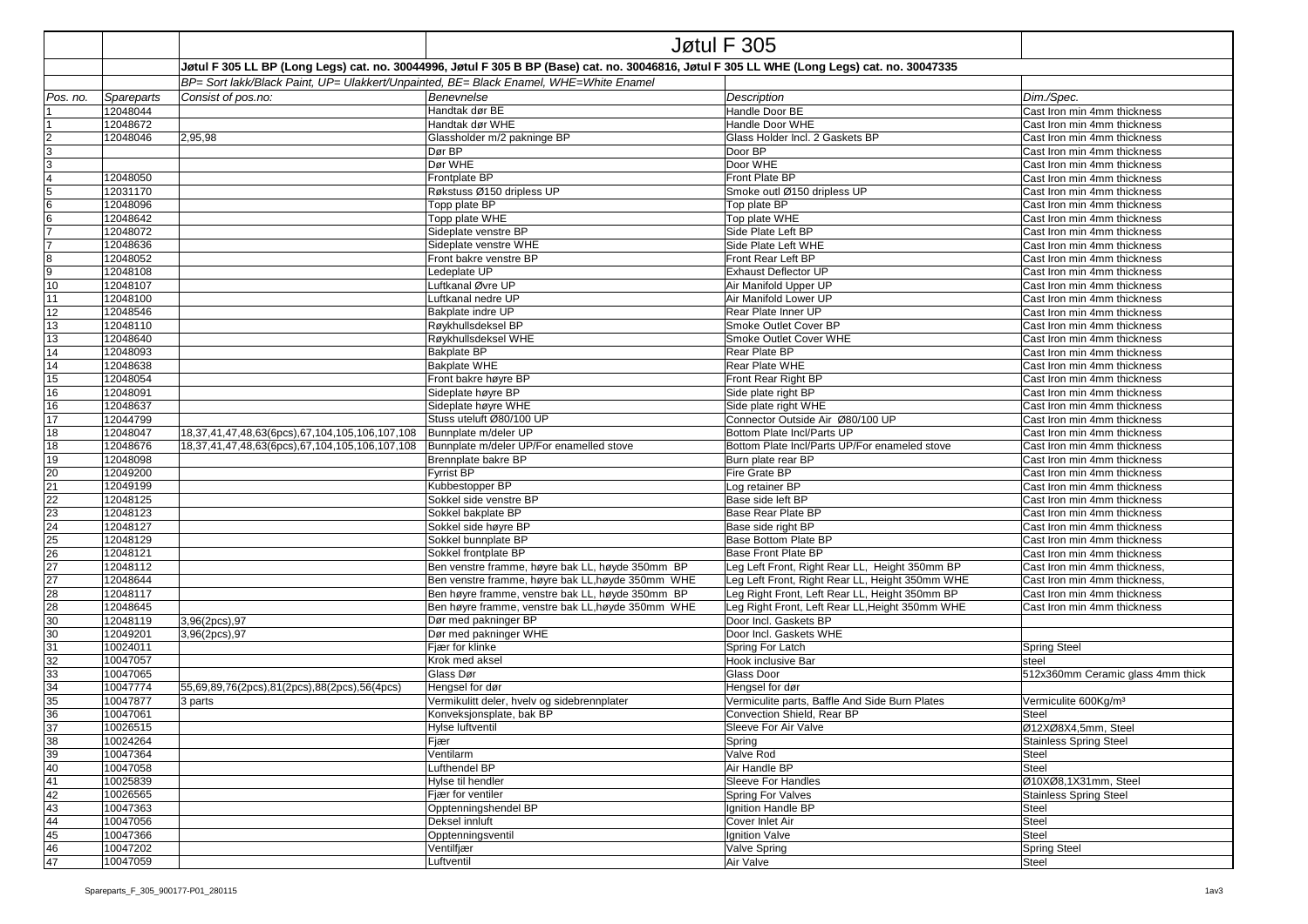# Jøtul F 305

Jøtul F 305 LL BP (Long Legs) cat. no. 30044996, Jøtul F 305 B BP (Base) cat. no. 30046816, Jøtul F 305 LL WHE (Long Legs) cat. no. 30047335

*BP= Sort lakk/Black Paint, UP= Ulakkert/Unpainted, BE= Black Enamel, WHE=White Enamel*

| *Pos. no.* | *Spareparts* | *Consist of pos.no:* | *Benevnelse* | *Description* | *Dim./Spec.* |
|---|---|---|---|---|---|
| 1 | 12048044 | | Handtak dør BE | Handle Door BE | Cast Iron min 4mm thickness |
| 1 | 12048672 | | Handtak dør WHE | Handle Door WHE | Cast Iron min 4mm thickness |
| 2 | 12048046 | 2,95,98 | Glassholder m/2 pakninge BP | Glass Holder Incl. 2 Gaskets BP | Cast Iron min 4mm thickness |
| 3 | | | Dør BP | Door BP | Cast Iron min 4mm thickness |
| 3 | | | Dør WHE | Door WHE | Cast Iron min 4mm thickness |
| 4 | 12048050 | | Frontplate BP | Front Plate BP | Cast Iron min 4mm thickness |
| 5 | 12031170 | | Røkstuss Ø150 dripless UP | Smoke outl Ø150 dripless UP | Cast Iron min 4mm thickness |
| 6 | 12048096 | | Topp plate BP | Top plate BP | Cast Iron min 4mm thickness |
| 6 | 12048642 | | Topp plate WHE | Top plate WHE | Cast Iron min 4mm thickness |
| 7 | 12048072 | | Sideplate venstre BP | Side Plate Left BP | Cast Iron min 4mm thickness |
| 7 | 12048636 | | Sideplate venstre WHE | Side Plate Left WHE | Cast Iron min 4mm thickness |
| 8 | 12048052 | | Front bakre venstre BP | Front Rear Left BP | Cast Iron min 4mm thickness |
| 9 | 12048108 | | Ledeplate UP | Exhaust Deflector UP | Cast Iron min 4mm thickness |
| 10 | 12048107 | | Luftkanal Øvre UP | Air Manifold Upper UP | Cast Iron min 4mm thickness |
| 11 | 12048100 | | Luftkanal nedre UP | Air Manifold Lower UP | Cast Iron min 4mm thickness |
| 12 | 12048546 | | Bakplate indre UP | Rear Plate Inner UP | Cast Iron min 4mm thickness |
| 13 | 12048110 | | Røykhullsdeksel BP | Smoke Outlet Cover BP | Cast Iron min 4mm thickness |
| 13 | 12048640 | | Røykhullsdeksel WHE | Smoke Outlet Cover WHE | Cast Iron min 4mm thickness |
| 14 | 12048093 | | Bakplate BP | Rear Plate BP | Cast Iron min 4mm thickness |
| 14 | 12048638 | | Bakplate WHE | Rear Plate WHE | Cast Iron min 4mm thickness |
| 15 | 12048054 | | Front bakre høyre BP | Front Rear Right BP | Cast Iron min 4mm thickness |
| 16 | 12048091 | | Sideplate høyre BP | Side plate right BP | Cast Iron min 4mm thickness |
| 16 | 12048637 | | Sideplate høyre WHE | Side plate right WHE | Cast Iron min 4mm thickness |
| 17 | 12044799 | | Stuss uteluft Ø80/100 UP | Connector Outside Air Ø80/100 UP | Cast Iron min 4mm thickness |
| 18 | 12048047 | 18,37,41,47,48,63(6pcs),67,104,105,106,107,108 | Bunnplate m/deler UP | Bottom Plate Incl/Parts UP | Cast Iron min 4mm thickness |
| 18 | 12048676 | 18,37,41,47,48,63(6pcs),67,104,105,106,107,108 | Bunnplate m/deler UP/For enamelled stove | Bottom Plate Incl/Parts UP/For enameled stove | Cast Iron min 4mm thickness |
| 19 | 12048098 | | Brennplate bakre BP | Burn plate rear BP | Cast Iron min 4mm thickness |
| 20 | 12049200 | | Fyrrist BP | Fire Grate BP | Cast Iron min 4mm thickness |
| 21 | 12049199 | | Kubbestopper BP | Log retainer BP | Cast Iron min 4mm thickness |
| 22 | 12048125 | | Sokkel side venstre BP | Base side left BP | Cast Iron min 4mm thickness |
| 23 | 12048123 | | Sokkel bakplate BP | Base Rear Plate BP | Cast Iron min 4mm thickness |
| 24 | 12048127 | | Sokkel side høyre BP | Base side right BP | Cast Iron min 4mm thickness |
| 25 | 12048129 | | Sokkel bunnplate BP | Base Bottom Plate BP | Cast Iron min 4mm thickness |
| 26 | 12048121 | | Sokkel frontplate BP | Base Front Plate BP | Cast Iron min 4mm thickness |
| 27 | 12048112 | | Ben venstre framme, høyre bak LL, høyde 350mm BP | Leg Left Front, Right Rear LL, Height 350mm BP | Cast Iron min 4mm thickness, |
| 27 | 12048644 | | Ben venstre framme, høyre bak LL,høyde 350mm WHE | Leg Left Front, Right Rear LL, Height 350mm WHE | Cast Iron min 4mm thickness, |
| 28 | 12048117 | | Ben høyre framme, venstre bak LL, høyde 350mm BP | Leg Right Front, Left Rear LL, Height 350mm BP | Cast Iron min 4mm thickness |
| 28 | 12048645 | | Ben høyre framme, venstre bak LL,høyde 350mm WHE | Leg Right Front, Left Rear LL,Height 350mm WHE | Cast Iron min 4mm thickness |
| 30 | 12048119 | 3,96(2pcs),97 | Dør med pakninger BP | Door Incl. Gaskets BP | |
| 30 | 12049201 | 3,96(2pcs),97 | Dør med pakninger WHE | Door Incl. Gaskets WHE | |
| 31 | 10024011 | | Fjær for klinke | Spring For Latch | Spring Steel |
| 32 | 10047057 | | Krok med aksel | Hook inclusive Bar | steel |
| 33 | 10047065 | | Glass Dør | Glass Door | 512x360mm Ceramic glass 4mm thick |
| 34 | 10047774 | 55,69,89,76(2pcs),81(2pcs),88(2pcs),56(4pcs) | Hengsel for dør | Hengsel for dør | |
| 35 | 10047877 | 3 parts | Vermikulitt deler, hvelv og sidebrennplater | Vermiculite parts, Baffle And Side Burn Plates | Vermiculite 600Kg/m³ |
| 36 | 10047061 | | Konveksjonsplate, bak BP | Convection Shield, Rear BP | Steel |
| 37 | 10026515 | | Hylse luftventil | Sleeve For Air Valve | Ø12XØ8X4,5mm, Steel |
| 38 | 10024264 | | Fjær | Spring | Stainless Spring Steel |
| 39 | 10047364 | | Ventilarm | Valve Rod | Steel |
| 40 | 10047058 | | Lufthendel BP | Air Handle BP | Steel |
| 41 | 10025839 | | Hylse til hendler | Sleeve For Handles | Ø10XØ8,1X31mm, Steel |
| 42 | 10026565 | | Fjær for ventiler | Spring For Valves | Stainless Spring Steel |
| 43 | 10047363 | | Opptenningshendel BP | Ignition Handle BP | Steel |
| 44 | 10047056 | | Deksel innluft | Cover Inlet Air | Steel |
| 45 | 10047366 | | Opptenningsventil | Ignition Valve | Steel |
| 46 | 10047202 | | Ventilfjær | Valve Spring | Spring Steel |
| 47 | 10047059 | | Luftventil | Air Valve | Steel |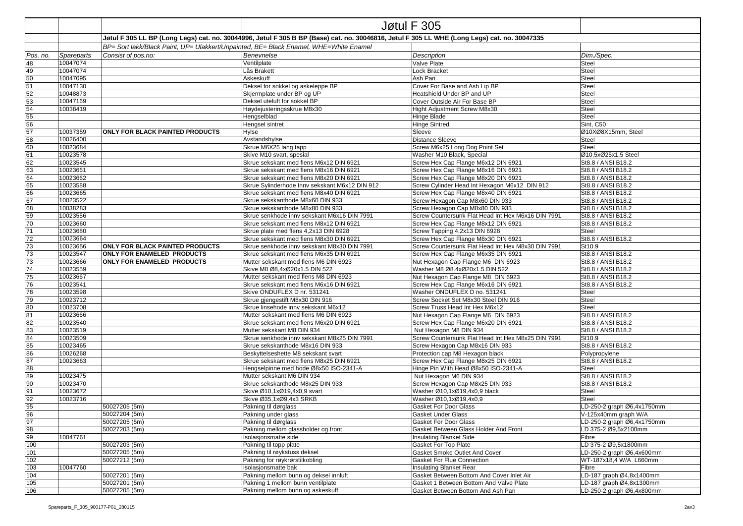| | | | Jøtul F 305 | | |
|---|---|---|---|---|---|
| | | Jøtul F 305 LL BP (Long Legs) cat. no. 30044996, Jøtul F 305 B BP (Base) cat. no. 30046816, Jøtul F 305 LL WHE (Long Legs) cat. no. 30047335 | | | |
| | | BP= Sort lakk/Black Paint, UP= Ulakkert/Unpainted, BE= Black Enamel, WHE=White Enamel | | | |
| *Pos. no.* | *Spareparts* | *Consist of pos.no:* | *Benevnelse* | *Description* | *Dim./Spec.* |
| 48 | 10047074 | | Ventilplate | Valve Plate | Steel |
| 49 | 10047074 | | Lås Brakett | Lock Bracket | Steel |
| 50 | 10047095 | | Askeskuff | Ash Pan | Steel |
| 51 | 10047130 | | Deksel for sokkel og askeleppe BP | Cover For Base and Ash Lip BP | Steel |
| 52 | 10048873 | | Skjermplate under BP og UP | Heatshield Under BP and UP | Steel |
| 53 | 10047169 | | Deksel uteluft for sokkel BP | Cover Outside Air For Base BP | Steel |
| 54 | 10038419 | | Høydejusteringsskrue M8x30 | Hight Adjustment Screw M8x30 | Steel |
| 55 | | | Hengselblad | Hinge Blade | Steel |
| 56 | | | Hengsel sintret | Hinge Sintred | Sint, C50 |
| 57 | 10037359 | **ONLY FOR BLACK PAINTED PRODUCTS** | Hylse | Sleeve | Ø10XØ8X15mm, Steel |
| 58 | 10026400 | | Avstandshylse | Distance Sleeve | Steel |
| 60 | 10023684 | | Skrue M6X25 lang tapp | Screw M6x25 Long Dog Point Set | Steel |
| 61 | 10023578 | | Skive M10 svart, spesial | Washer M10 Black, Special | Ø10,5xØ25x1,5 Steel |
| 62 | 10023545 | | Skrue sekskant med flens M6x12 DIN 6921 | Screw Hex Cap Flange M6x12 DIN 6921 | St8.8 / ANSI B18.2 |
| 63 | 10023661 | | Skrue sekskant med flens M8x16 DIN 6921 | Screw Hex Cap Flange M8x16 DIN 6921 | St8.8 / ANSI B18.2 |
| 64 | 10023662 | | Skrue sekskant med flens M8x20 DIN 6921 | Screw Hex Cap Flange M8x20 DIN 6921 | St8.8 / ANSI B18.2 |
| 65 | 10023588 | | Skrue Sylinderhode Innv sekskant M6x12 DIN 912 | Screw Cylinder Head Int Hexagon M6x12 DIN 912 | St8.8 / ANSI B18.2 |
| 66 | 10023665 | | Skrue sekskant med flens M8x40 DIN 6921 | Screw Hex Cap Flange M8x40 DIN 6921 | St8.8 / ANSI B18.2 |
| 67 | 10023522 | | Skrue sekskanthode M8x60 DIN 933 | Screw Hexagon Cap M8x60 DIN 933 | St8.8 / ANSI B18.2 |
| 68 | 10038283 | | Skrue sekskanthode M8x80 DIN 933 | Screw Hexagon Cap M8x80 DIN 933 | St8.8 / ANSI B18.2 |
| 69 | 10023556 | | Skrue senkhode innv sekskant M6x16 DIN 7991 | Screw Countersunk Flat Head Int Hex M6x16 DIN 7991 | St8.8 / ANSI B18.2 |
| 70 | 10023660 | | Skrue sekskant med flens M8x12 DIN 6921 | Screw Hex Cap Flange M8x12 DIN 6921 | St8.8 / ANSI B18.2 |
| 71 | 10023680 | | Skrue plate med flens 4,2x13 DIN 6928 | Screw Tapping 4,2x13 DIN 6928 | Steel |
| 72 | 10023664 | | Skrue sekskant med flens M8x30 DIN 6921 | Screw Hex Cap Flange M8x30 DIN 6921 | St8.8 / ANSI B18.2 |
| 73 | 10023656 | **ONLY FOR BLACK PAINTED PRODUCTS** | Skrue senkhode innv sekskant M8x30 DIN 7991 | Screw Countersunk Flat Head Int Hex M8x30 DIN 7991 | St10.9 |
| 73 | 10023547 | **ONLY FOR ENAMELED PRODUCTS** | Skrue sekskant med flens M6x35 DIN 6921 | Screw Hex Cap Flange M6x35 DIN 6921 | St8.8 / ANSI B18.2 |
| 73 | 10023666 | **ONLY FOR ENAMELED PRODUCTS** | Mutter sekskant med flens M6 DIN 6923 | Nut Hexagon Cap Flange M6 DIN 6923 | St8.8 / ANSI B18.2 |
| 74 | 10023559 | | Skive M8 Ø8,4xØ20x1.5 DIN 522 | Washer M8 Ø8.4xØ20x1.5 DIN 522 | St8.8 / ANSI B18.2 |
| 75 | 10023667 | | Mutter sekskant med flens M8 DIN 6923 | Nut Hexagon Cap Flange M8 DIN 6923 | St8.8 / ANSI B18.2 |
| 76 | 10023541 | | Skrue sekskant med flens M6x16 DIN 6921 | Screw Hex Cap Flange M6x16 DIN 6921 | St8.8 / ANSI B18.2 |
| 78 | 10023598 | | Skive ONDUFLEX D nr. 531241 | Washer ONDUFLEX D no. 531241 | Steel |
| 79 | 10023712 | | Skrue gjengestift M8x30 DIN 916 | Screw Socket Set M8x30 Steel DIN 916 | Steel |
| 80 | 10023708 | | Skrue linsehode innv sekskant M6x12 | Screw Truss Head Int Hex M6x12 | Steel |
| 81 | 10023666 | | Mutter sekskant med flens M6 DIN 6923 | Nut Hexagon Cap Flange M6 DIN 6923 | St8.8 / ANSI B18.2 |
| 82 | 10023540 | | Skrue sekskant med flens M6x20 DIN 6921 | Screw Hex Cap Flange M6x20 DIN 6921 | St8.8 / ANSI B18.2 |
| 83 | 10023519 | | Mutter sekskant M8 DIN 934 | Nut Hexagon M8 DIN 934 | St8.8 / ANSI B18.2 |
| 84 | 10023509 | | Skrue senkhode innv sekskant M8x25 DIN 7991 | Screw Countersunk Flat Head Int Hex M8x25 DIN 7991 | St10.9 |
| 85 | 10023465 | | Skrue sekskanthode M8x16 DIN 933 | Screw Hexagon Cap M8x16 DIN 933 | St8.8 / ANSI B18.2 |
| 86 | 10026268 | | Beskyttelseshette M8 sekskant svart | Protection cap M8 Hexagon black | Polypropylene |
| 87 | 10023663 | | Skrue sekskant med flens M8x25 DIN 6921 | Screw Hex Cap Flange M8x25 DIN 6921 | St8.8 / ANSI B18.2 |
| 88 | | | Hengselpinne med hode Ø8x50 ISO-2341-A | Hinge Pin With Head Ø8x50 ISO-2341-A | Steel |
| 89 | 10023475 | | Mutter sekskant M6 DIN 934 | Nut Hexagon M6 DIN 934 | St8.8 / ANSI B18.2 |
| 90 | 10023470 | | Skrue sekskanthode M8x25 DIN 933 | Screw Hexagon Cap M8x25 DIN 933 | St8.8 / ANSI B18.2 |
| 91 | 10023672 | | Skive Ø10,1xØ19,4x0,9 svart | Washer Ø10,1xØ19,4x0,9 black | Steel |
| 92 | 10023716 | | Skive Ø35,1xØ9,4x3 SRKB | Washer Ø10,1xØ19,4x0,9 | Steel |
| 95 | | 50027205 (5m) | Pakning til dørglass | Gasket For Door Glass | LD-250-2 graph Ø6,4x1750mm |
| 96 | | 50027204 (5m) | Pakning under glass | Gasket Under Glass | V-125x40mm graph W/A |
| 97 | | 50027205 (5m) | Pakning til dørglass | Gasket For Door Glass | LD-250-2 graph Ø6,4x1750mm |
| 98 | | 50027203 (5m) | Pakning mellom glassholder og front | Gasket Between Glass Holder And Front | LD 375-2 Ø9,5x2100mm |
| 99 | 10047761 | | Isolasjonsmatte side | Insulating Blanket Side | Fibre |
| 100 | | 50027203 (5m) | Pakning til topp plate | Gasket For Top Plate | LD 375-2 Ø9,5x1800mm |
| 101 | | 50027205 (5m) | Pakning til røykstuss deksel | Gasket Smoke Outlet And Cover | LD-250-2 graph Ø6,4x600mm |
| 102 | | 50027212 (5m) | Pakning for røykrørstilkobling | Gasket For Flue Connection | WT-187x18,4 W/A L660mm |
| 103 | 10047760 | | Isolasjonsmatte bak | Insulating Blanket Rear | Fibre |
| 104 | | 50027201 (5m) | Pakning mellom bunn og deksel innluft | Gasket Between Bottom And Cover Inlet Air | LD-187 graph Ø4,8x1400mm |
| 105 | | 50027201 (5m) | Pakning 1 mellom bunn ventilplate | Gasket 1 Between Bottom And Valve Plate | LD-187 graph Ø4,8x1300mm |
| 106 | | 50027205 (5m) | Pakning mellom bunn og askeskuff | Gasket Between Bottom And Ash Pan | LD-250-2 graph Ø6,4x800mm |

Spareparts_F_305_900177-P01_280115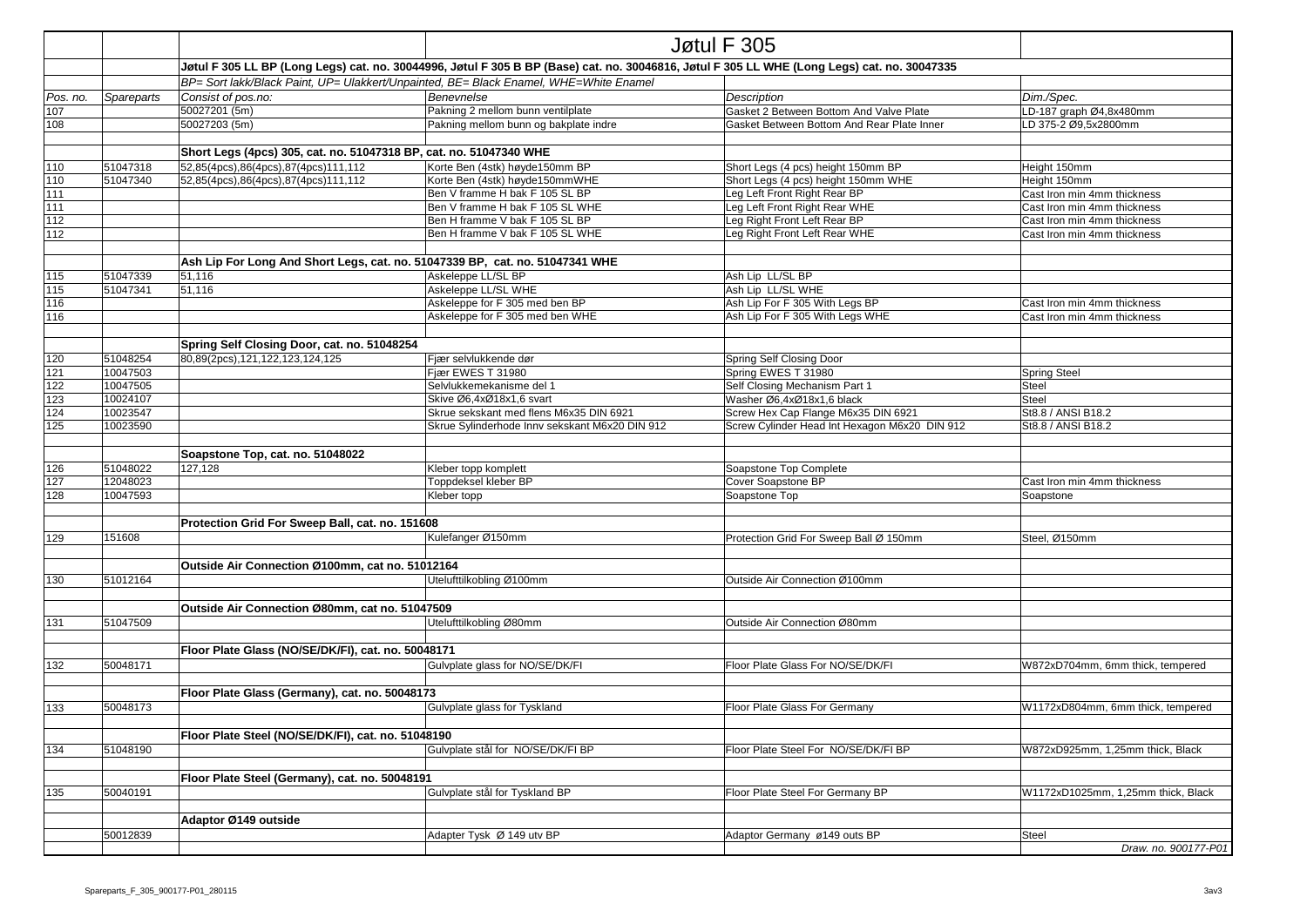| | | | Jøtul F 305 | | |
|---|---|---|---|---|---|
| | | Jøtul F 305 LL BP (Long Legs) cat. no. 30044996, Jøtul F 305 B BP (Base) cat. no. 30046816, Jøtul F 305 LL WHE (Long Legs) cat. no. 30047335 | | | |
| | | *BP= Sort lakk/Black Paint, UP= Ulakkert/Unpainted, BE= Black Enamel, WHE=White Enamel* | | | |
| *Pos. no.* | *Spareparts* | *Consist of pos.no:* | *Benevnelse* | *Description* | *Dim./Spec.* |
| 107 | | 50027201 (5m) | Pakning 2 mellom bunn ventilplate | Gasket 2 Between Bottom And Valve Plate | LD-187 graph Ø4,8x480mm |
| 108 | | 50027203 (5m) | Pakning mellom bunn og bakplate indre | Gasket Between Bottom And Rear Plate Inner | LD 375-2 Ø9,5x2800mm |
| | | | | | |
| | | **Short Legs (4pcs) 305, cat. no. 51047318 BP, cat. no. 51047340 WHE** | | | |
| 110 | 51047318 | 52,85(4pcs),86(4pcs),87(4pcs)111,112 | Korte Ben (4stk) høyde150mm BP | Short Legs (4 pcs) height 150mm BP | Height 150mm |
| 110 | 51047340 | 52,85(4pcs),86(4pcs),87(4pcs)111,112 | Korte Ben (4stk) høyde150mmWHE | Short Legs (4 pcs) height 150mm WHE | Height 150mm |
| 111 | | | Ben V framme H bak F 105 SL BP | Leg Left Front Right Rear BP | Cast Iron min 4mm thickness |
| 111 | | | Ben V framme H bak F 105 SL WHE | Leg Left Front Right Rear WHE | Cast Iron min 4mm thickness |
| 112 | | | Ben H framme V bak F 105 SL BP | Leg Right Front Left Rear BP | Cast Iron min 4mm thickness |
| 112 | | | Ben H framme V bak F 105 SL WHE | Leg Right Front Left Rear WHE | Cast Iron min 4mm thickness |
| | | | | | |
| | | **Ash Lip For Long And Short Legs, cat. no. 51047339 BP, cat. no. 51047341 WHE** | | | |
| 115 | 51047339 | 51,116 | Askeleppe LL/SL BP | Ash Lip LL/SL BP | |
| 115 | 51047341 | 51,116 | Askeleppe LL/SL WHE | Ash Lip LL/SL WHE | |
| 116 | | | Askeleppe for F 305 med ben BP | Ash Lip For F 305 With Legs BP | Cast Iron min 4mm thickness |
| 116 | | | Askeleppe for F 305 med ben WHE | Ash Lip For F 305 With Legs WHE | Cast Iron min 4mm thickness |
| | | | | | |
| | | **Spring Self Closing Door, cat. no. 51048254** | | | |
| 120 | 51048254 | 80,89(2pcs),121,122,123,124,125 | Fjær selvlukkende dør | Spring Self Closing Door | |
| 121 | 10047503 | | Fjær EWES T 31980 | Spring EWES T 31980 | Spring Steel |
| 122 | 10047505 | | Selvlukkemekanisme del 1 | Self Closing Mechanism Part 1 | Steel |
| 123 | 10024107 | | Skive Ø6,4xØ18x1,6 svart | Washer Ø6,4xØ18x1,6 black | Steel |
| 124 | 10023547 | | Skrue sekskant med flens M6x35 DIN 6921 | Screw Hex Cap Flange M6x35 DIN 6921 | St8.8 / ANSI B18.2 |
| 125 | 10023590 | | Skrue Sylinderhode Innv sekskant M6x20 DIN 912 | Screw Cylinder Head Int Hexagon M6x20 DIN 912 | St8.8 / ANSI B18.2 |
| | | | | | |
| | | **Soapstone Top, cat. no. 51048022** | | | |
| 126 | 51048022 | 127,128 | Kleber topp komplett | Soapstone Top Complete | |
| 127 | 12048023 | | Toppdeksel kleber BP | Cover Soapstone BP | Cast Iron min 4mm thickness |
| 128 | 10047593 | | Kleber topp | Soapstone Top | Soapstone |
| | | | | | |
| | | **Protection Grid For Sweep Ball, cat. no. 151608** | | | |
| 129 | 151608 | | Kulefanger Ø150mm | Protection Grid For Sweep Ball Ø 150mm | Steel, Ø150mm |
| | | | | | |
| | | **Outside Air Connection Ø100mm, cat no. 51012164** | | | |
| 130 | 51012164 | | Utelufttilkobling Ø100mm | Outside Air Connection Ø100mm | |
| | | | | | |
| | | **Outside Air Connection Ø80mm, cat no. 51047509** | | | |
| 131 | 51047509 | | Utelufttilkobling Ø80mm | Outside Air Connection Ø80mm | |
| | | | | | |
| | | **Floor Plate Glass (NO/SE/DK/FI), cat. no. 50048171** | | | |
| 132 | 50048171 | | Gulvplate glass for NO/SE/DK/FI | Floor Plate Glass For NO/SE/DK/FI | W872xD704mm, 6mm thick, tempered |
| | | | | | |
| | | **Floor Plate Glass (Germany), cat. no. 50048173** | | | |
| 133 | 50048173 | | Gulvplate glass for Tyskland | Floor Plate Glass For Germany | W1172xD804mm, 6mm thick, tempered |
| | | | | | |
| | | **Floor Plate Steel (NO/SE/DK/FI), cat. no. 51048190** | | | |
| 134 | 51048190 | | Gulvplate stål for NO/SE/DK/FI BP | Floor Plate Steel For NO/SE/DK/FI BP | W872xD925mm, 1,25mm thick, Black |
| | | | | | |
| | | **Floor Plate Steel (Germany), cat. no. 50048191** | | | |
| 135 | 50040191 | | Gulvplate stål for Tyskland BP | Floor Plate Steel For Germany BP | W1172xD1025mm, 1,25mm thick, Black |
| | | | | | |
| | | **Adaptor Ø149 outside** | | | |
| | 50012839 | | Adapter Tysk Ø 149 utv BP | Adaptor Germany ø149 outs BP | Steel |
| | | | | | *Draw. no. 900177-P01* |

Spareparts_F_305_900177-P01_280115